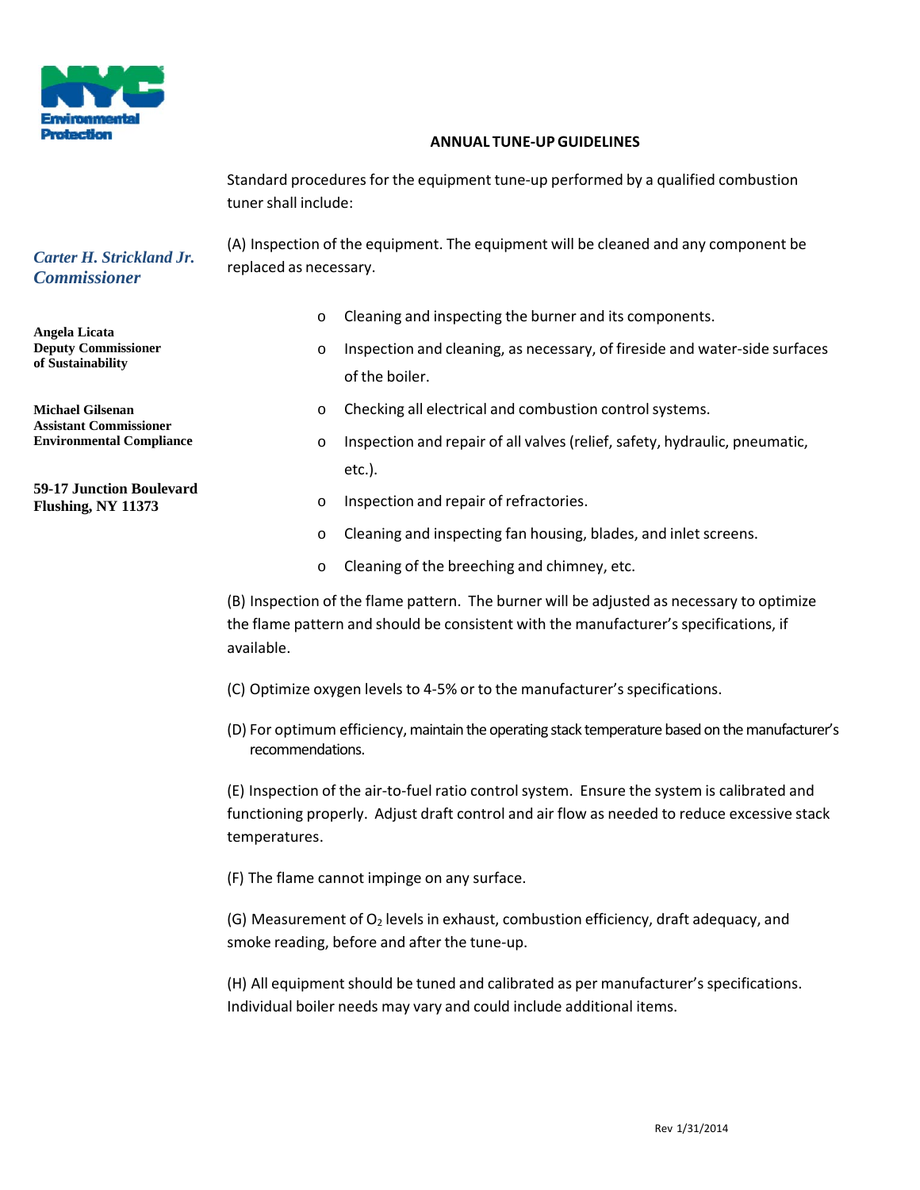Environmental Protection

*Carter H. Strickland Jr.*
*Commissioner*

**Angela Licata**
**Deputy Commissioner of Sustainability**

**Michael Gilsenan**
**Assistant Commissioner**
**Environmental Compliance**

**59-17 Junction Boulevard**
**Flushing, NY 11373**

## ANNUAL TUNE-UP GUIDELINES

Standard procedures for the equipment tune-up performed by a qualified combustion tuner shall include:

(A) Inspection of the equipment. The equipment will be cleaned and any component be replaced as necessary.

- Cleaning and inspecting the burner and its components.
- Inspection and cleaning, as necessary, of fireside and water-side surfaces of the boiler.
- Checking all electrical and combustion control systems.
- Inspection and repair of all valves (relief, safety, hydraulic, pneumatic, etc.).
- Inspection and repair of refractories.
- Cleaning and inspecting fan housing, blades, and inlet screens.
- Cleaning of the breeching and chimney, etc.

(B) Inspection of the flame pattern. The burner will be adjusted as necessary to optimize the flame pattern and should be consistent with the manufacturer's specifications, if available.

(C) Optimize oxygen levels to 4-5% or to the manufacturer's specifications.

(D) For optimum efficiency, maintain the operating stack temperature based on the manufacturer's recommendations.

(E) Inspection of the air-to-fuel ratio control system. Ensure the system is calibrated and functioning properly. Adjust draft control and air flow as needed to reduce excessive stack temperatures.

(F) The flame cannot impinge on any surface.

(G) Measurement of $O_2$ levels in exhaust, combustion efficiency, draft adequacy, and smoke reading, before and after the tune-up.

(H) All equipment should be tuned and calibrated as per manufacturer's specifications. Individual boiler needs may vary and could include additional items.

Rev 1/31/2014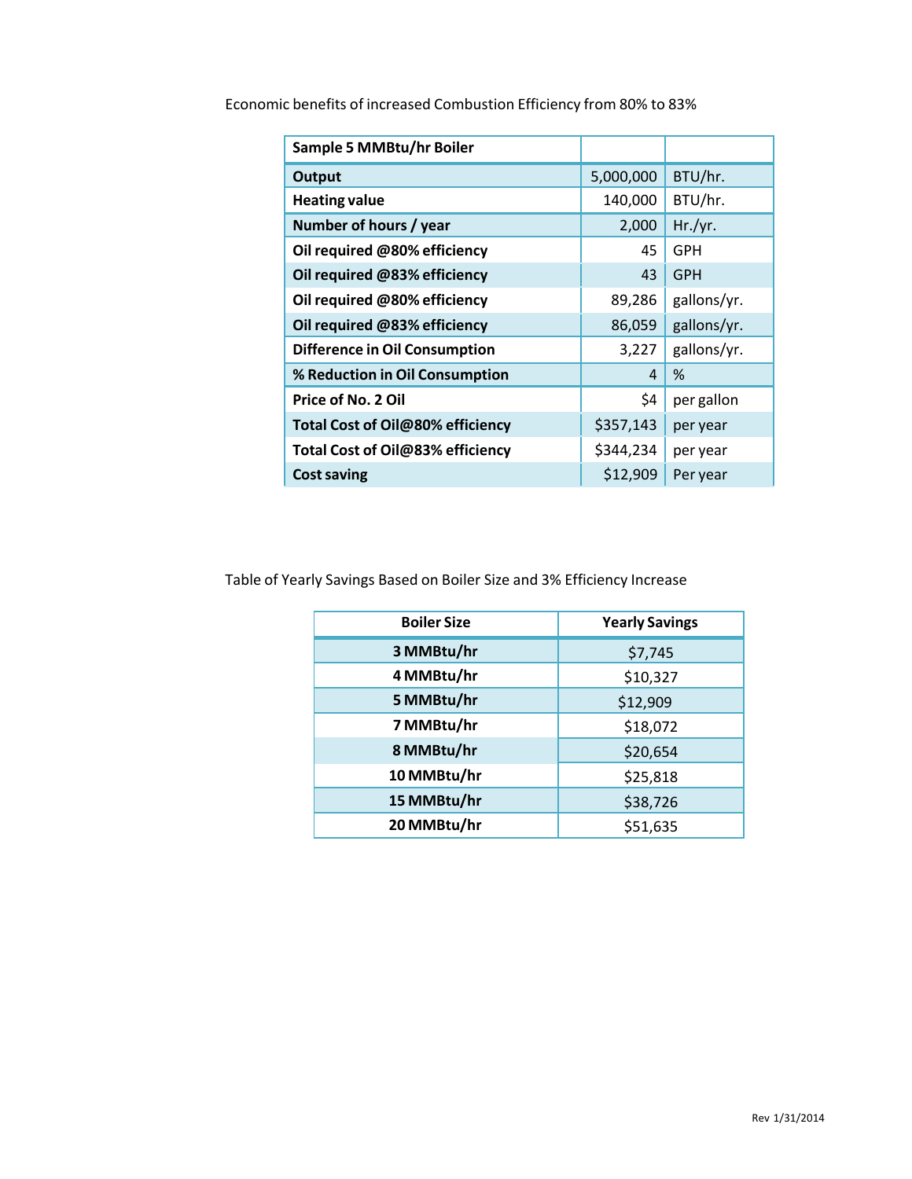Economic benefits of increased Combustion Efficiency from 80% to 83%

| Sample 5 MMBtu/hr Boiler | | |
|---|---|---|
| **Output** | 5,000,000 | BTU/hr. |
| **Heating value** | 140,000 | BTU/hr. |
| **Number of hours / year** | 2,000 | Hr./yr. |
| **Oil required @80% efficiency** | 45 | GPH |
| **Oil required @83% efficiency** | 43 | GPH |
| **Oil required @80% efficiency** | 89,286 | gallons/yr. |
| **Oil required @83% efficiency** | 86,059 | gallons/yr. |
| **Difference in Oil Consumption** | 3,227 | gallons/yr. |
| **% Reduction in Oil Consumption** | 4 | % |
| **Price of No. 2 Oil** | $4 | per gallon |
| **Total Cost of Oil@80% efficiency** | $357,143 | per year |
| **Total Cost of Oil@83% efficiency** | $344,234 | per year |
| **Cost saving** | $12,909 | Per year |

Table of Yearly Savings Based on Boiler Size and 3% Efficiency Increase

| Boiler Size | Yearly Savings |
|---|---|
| **3 MMBtu/hr** | $7,745 |
| **4 MMBtu/hr** | $10,327 |
| **5 MMBtu/hr** | $12,909 |
| **7 MMBtu/hr** | $18,072 |
| **8 MMBtu/hr** | $20,654 |
| **10 MMBtu/hr** | $25,818 |
| **15 MMBtu/hr** | $38,726 |
| **20 MMBtu/hr** | $51,635 |

Rev 1/31/2014